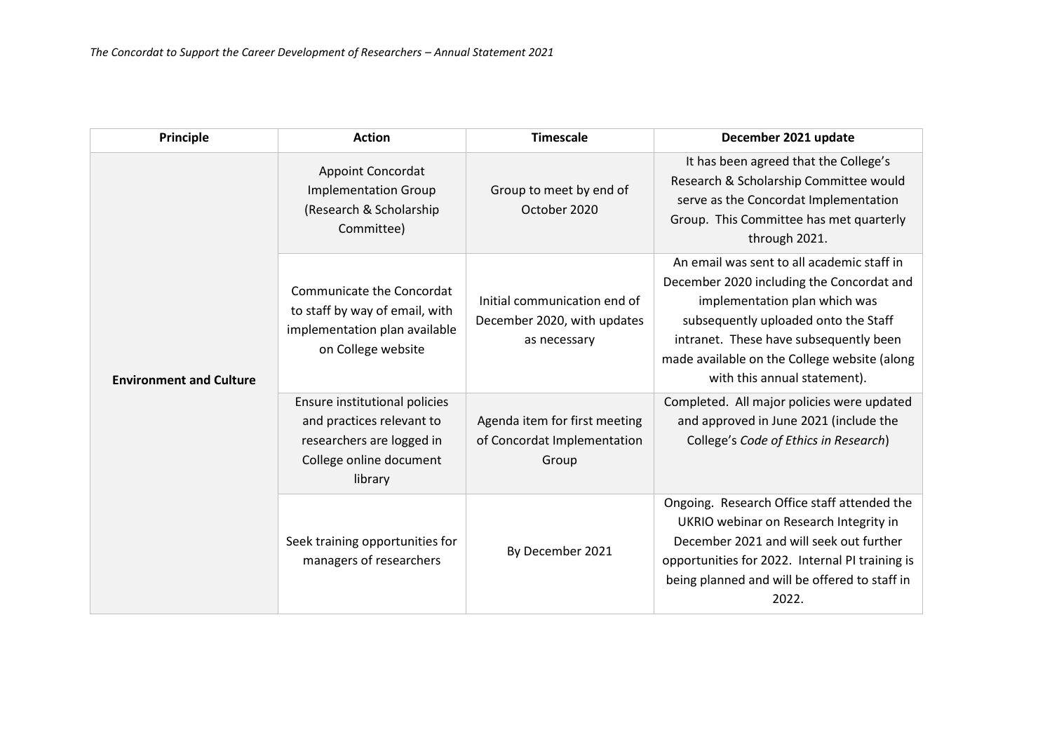| Principle | Action | Timescale | December 2021 update |
|---|---|---|---|
| **Environment and Culture** | Appoint Concordat Implementation Group (Research & Scholarship Committee) | Group to meet by end of October 2020 | It has been agreed that the College's Research & Scholarship Committee would serve as the Concordat Implementation Group. This Committee has met quarterly through 2021. |
| | Communicate the Concordat to staff by way of email, with implementation plan available on College website | Initial communication end of December 2020, with updates as necessary | An email was sent to all academic staff in December 2020 including the Concordat and implementation plan which was subsequently uploaded onto the Staff intranet. These have subsequently been made available on the College website (along with this annual statement). |
| | Ensure institutional policies and practices relevant to researchers are logged in College online document library | Agenda item for first meeting of Concordat Implementation Group | Completed. All major policies were updated and approved in June 2021 (include the College's *Code of Ethics in Research*) |
| | Seek training opportunities for managers of researchers | By December 2021 | Ongoing. Research Office staff attended the UKRIO webinar on Research Integrity in December 2021 and will seek out further opportunities for 2022. Internal PI training is being planned and will be offered to staff in 2022. |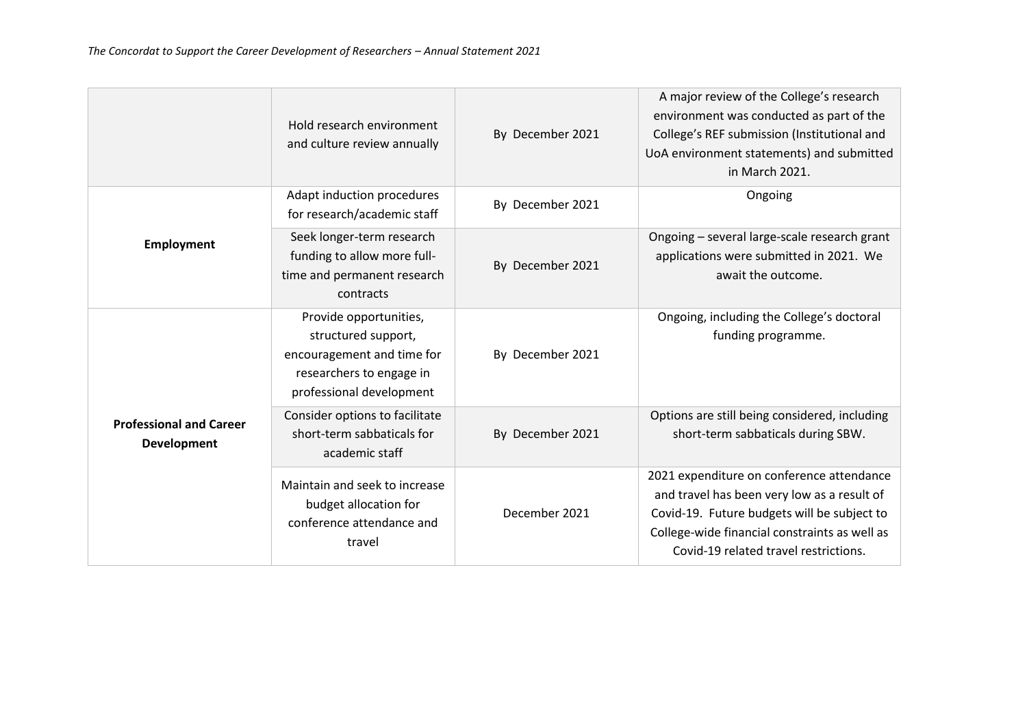| | | | |
|---|---|---|---|
| | Hold research environment and culture review annually | By December 2021 | A major review of the College's research environment was conducted as part of the College's REF submission (Institutional and UoA environment statements) and submitted in March 2021. |
| **Employment** | Adapt induction procedures for research/academic staff | By December 2021 | Ongoing |
| | Seek longer-term research funding to allow more full-time and permanent research contracts | By December 2021 | Ongoing – several large-scale research grant applications were submitted in 2021. We await the outcome. |
| **Professional and Career Development** | Provide opportunities, structured support, encouragement and time for researchers to engage in professional development | By December 2021 | Ongoing, including the College's doctoral funding programme. |
| | Consider options to facilitate short-term sabbaticals for academic staff | By December 2021 | Options are still being considered, including short-term sabbaticals during SBW. |
| | Maintain and seek to increase budget allocation for conference attendance and travel | December 2021 | 2021 expenditure on conference attendance and travel has been very low as a result of Covid-19. Future budgets will be subject to College-wide financial constraints as well as Covid-19 related travel restrictions. |